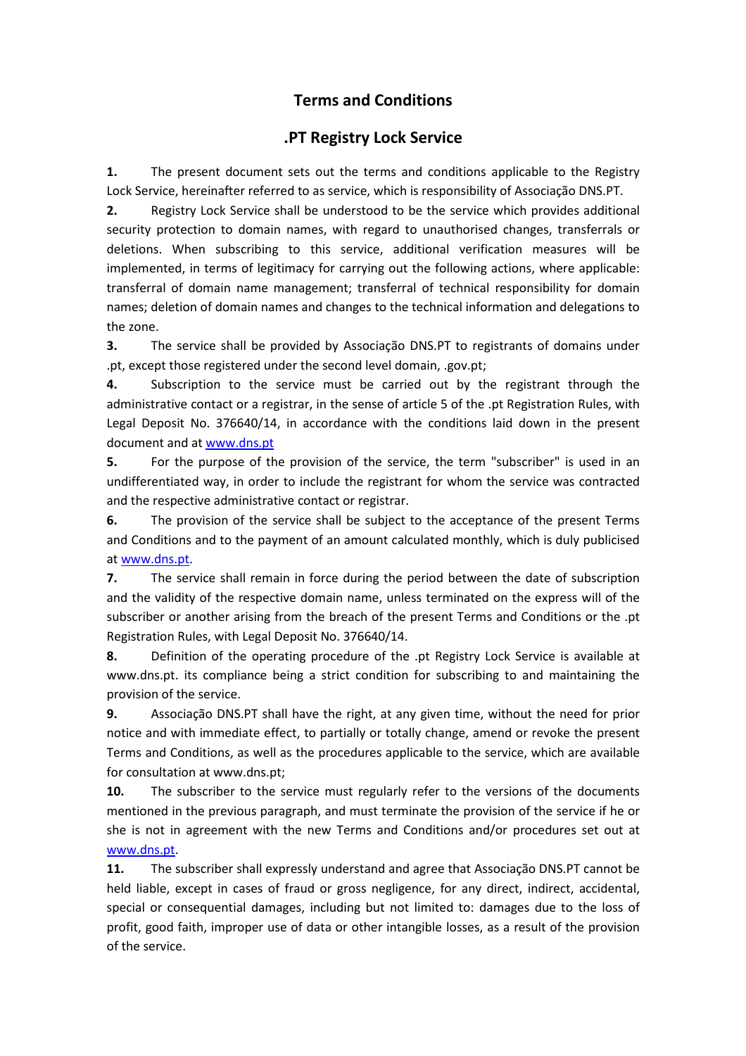# Terms and Conditions

## .PT Registry Lock Service

**1.** The present document sets out the terms and conditions applicable to the Registry Lock Service, hereinafter referred to as service, which is responsibility of Associação DNS.PT.

**2.** Registry Lock Service shall be understood to be the service which provides additional security protection to domain names, with regard to unauthorised changes, transferrals or deletions. When subscribing to this service, additional verification measures will be implemented, in terms of legitimacy for carrying out the following actions, where applicable: transferral of domain name management; transferral of technical responsibility for domain names; deletion of domain names and changes to the technical information and delegations to the zone.

**3.** The service shall be provided by Associação DNS.PT to registrants of domains under .pt, except those registered under the second level domain, .gov.pt;

**4.** Subscription to the service must be carried out by the registrant through the administrative contact or a registrar, in the sense of article 5 of the .pt Registration Rules, with Legal Deposit No. 376640/14, in accordance with the conditions laid down in the present document and at [www.dns.pt](www.dns.pt)

**5.** For the purpose of the provision of the service, the term "subscriber" is used in an undifferentiated way, in order to include the registrant for whom the service was contracted and the respective administrative contact or registrar.

**6.** The provision of the service shall be subject to the acceptance of the present Terms and Conditions and to the payment of an amount calculated monthly, which is duly publicised at [www.dns.pt](www.dns.pt).

**7.** The service shall remain in force during the period between the date of subscription and the validity of the respective domain name, unless terminated on the express will of the subscriber or another arising from the breach of the present Terms and Conditions or the .pt Registration Rules, with Legal Deposit No. 376640/14.

**8.** Definition of the operating procedure of the .pt Registry Lock Service is available at www.dns.pt. its compliance being a strict condition for subscribing to and maintaining the provision of the service.

**9.** Associação DNS.PT shall have the right, at any given time, without the need for prior notice and with immediate effect, to partially or totally change, amend or revoke the present Terms and Conditions, as well as the procedures applicable to the service, which are available for consultation at www.dns.pt;

**10.** The subscriber to the service must regularly refer to the versions of the documents mentioned in the previous paragraph, and must terminate the provision of the service if he or she is not in agreement with the new Terms and Conditions and/or procedures set out at [www.dns.pt](www.dns.pt).

**11.** The subscriber shall expressly understand and agree that Associação DNS.PT cannot be held liable, except in cases of fraud or gross negligence, for any direct, indirect, accidental, special or consequential damages, including but not limited to: damages due to the loss of profit, good faith, improper use of data or other intangible losses, as a result of the provision of the service.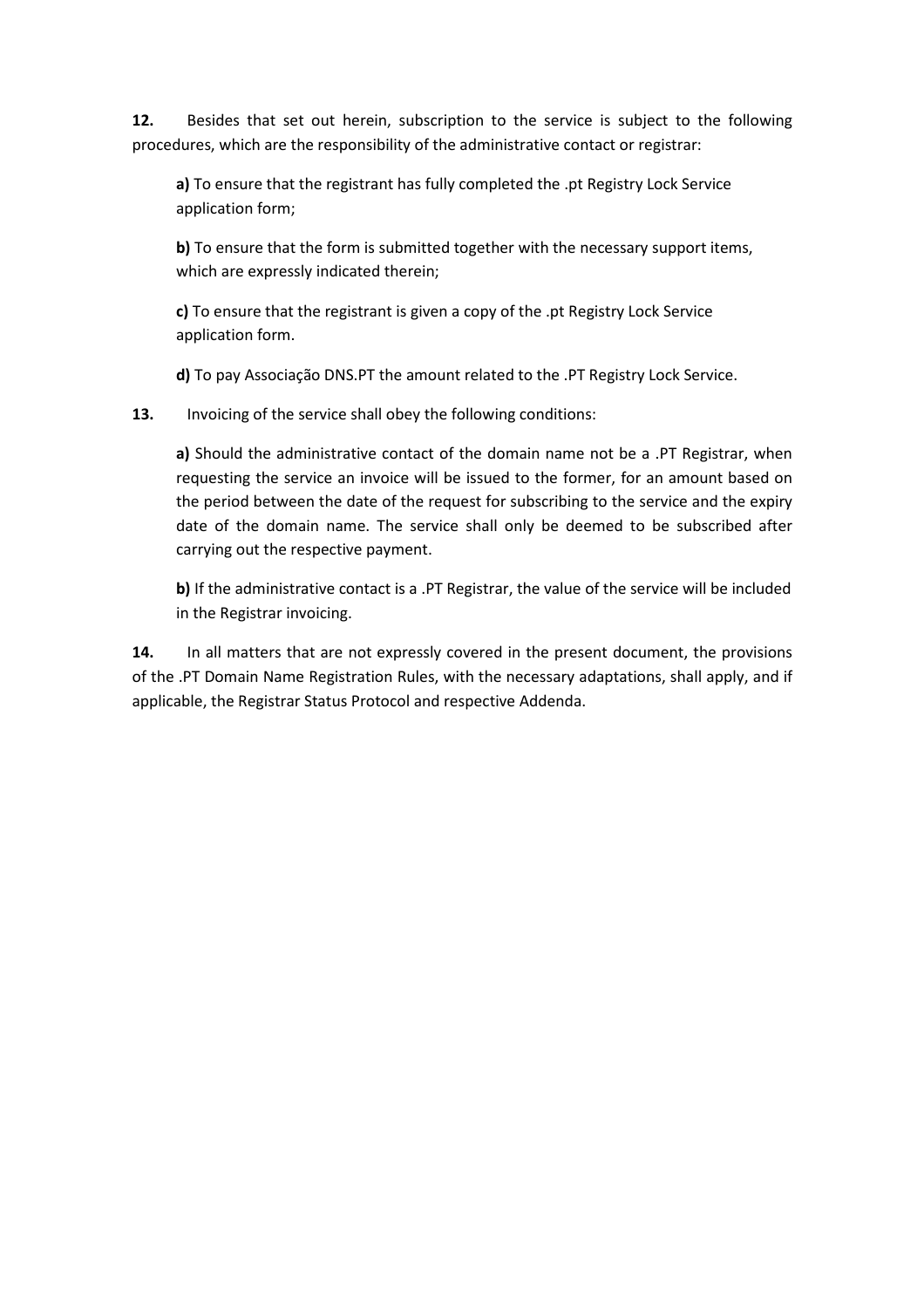**12.** Besides that set out herein, subscription to the service is subject to the following procedures, which are the responsibility of the administrative contact or registrar:

**a)** To ensure that the registrant has fully completed the .pt Registry Lock Service application form;

**b)** To ensure that the form is submitted together with the necessary support items, which are expressly indicated therein;

**c)** To ensure that the registrant is given a copy of the .pt Registry Lock Service application form.

**d)** To pay Associação DNS.PT the amount related to the .PT Registry Lock Service.

**13.** Invoicing of the service shall obey the following conditions:

**a)** Should the administrative contact of the domain name not be a .PT Registrar, when requesting the service an invoice will be issued to the former, for an amount based on the period between the date of the request for subscribing to the service and the expiry date of the domain name. The service shall only be deemed to be subscribed after carrying out the respective payment.

**b)** If the administrative contact is a .PT Registrar, the value of the service will be included in the Registrar invoicing.

**14.** In all matters that are not expressly covered in the present document, the provisions of the .PT Domain Name Registration Rules, with the necessary adaptations, shall apply, and if applicable, the Registrar Status Protocol and respective Addenda.